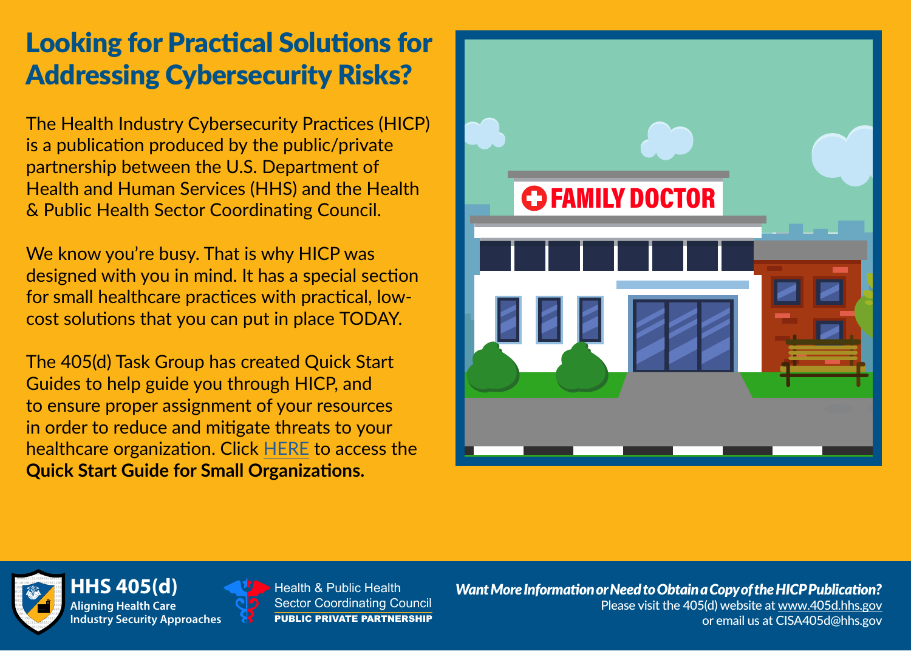# Looking for Practical Solutions for Addressing Cybersecurity Risks?

The Health Industry Cybersecurity Practices (HICP) is a publication produced by the public/private partnership between the U.S. Department of Health and Human Services (HHS) and the Health & Public Health Sector Coordinating Council.

We know you're busy. That is why HICP was designed with you in mind. It has a special section for small healthcare practices with practical, low-cost solutions that you can put in place TODAY.

The 405(d) Task Group has created Quick Start Guides to help guide you through HICP, and to ensure proper assignment of your resources in order to reduce and mitigate threats to your healthcare organization. Click HERE to access the **Quick Start Guide for Small Organizations.**

**HHS 405(d)**
**Aligning Health Care Industry Security Approaches**

Health & Public Health Sector Coordinating Council
**PUBLIC PRIVATE PARTNERSHIP**

***Want More Information or Need to Obtain a Copy of the HICP Publication?***
Please visit the 405(d) website at www.405d.hhs.gov
or email us at CISA405d@hhs.gov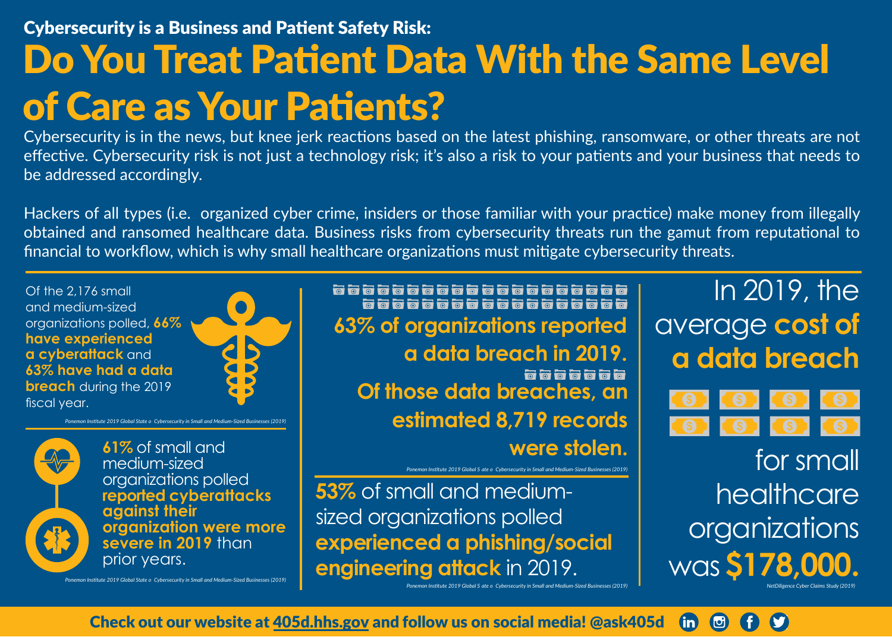## Cybersecurity is a Business and Patient Safety Risk:

# Do You Treat Patient Data With the Same Level of Care as Your Patients?

Cybersecurity is in the news, but knee jerk reactions based on the latest phishing, ransomware, or other threats are not effective. Cybersecurity risk is not just a technology risk; it's also a risk to your patients and your business that needs to be addressed accordingly.

Hackers of all types (i.e. organized cyber crime, insiders or those familiar with your practice) make money from illegally obtained and ransomed healthcare data. Business risks from cybersecurity threats run the gamut from reputational to financial to workflow, which is why small healthcare organizations must mitigate cybersecurity threats.

Of the 2,176 small and medium-sized organizations polled, **66% have experienced a cyberattack** and **63% have had a data breach** during the 2019 fiscal year.

*Ponemon Institute 2019 Global State o Cybersecurity in Small and Medium-Sized Businesses (2019)*

**61%** of small and medium-sized organizations polled **reported cyberattacks against their organization were more severe in 2019** than prior years.

*Ponemon Institute 2019 Global State o Cybersecurity in Small and Medium-Sized Businesses (2019)*

**63% of organizations reported a data breach in 2019.**

**Of those data breaches, an estimated 8,719 records were stolen.**

*Ponemon Institute 2019 Global S ate o Cybersecurity in Small and Medium-Sized Businesses (2019)*

**53%** of small and medium-sized organizations polled **experienced a phishing/social engineering attack** in 2019.

*Ponemon Institute 2019 Global S ate o Cybersecurity in Small and Medium-Sized Businesses (2019)*

In 2019, the average **cost of a data breach** for small healthcare organizations was **$178,000.**

*NetDiligence Cyber Claims Study (2019)*

**Check out our website at 405d.hhs.gov and follow us on social media! @ask405d**